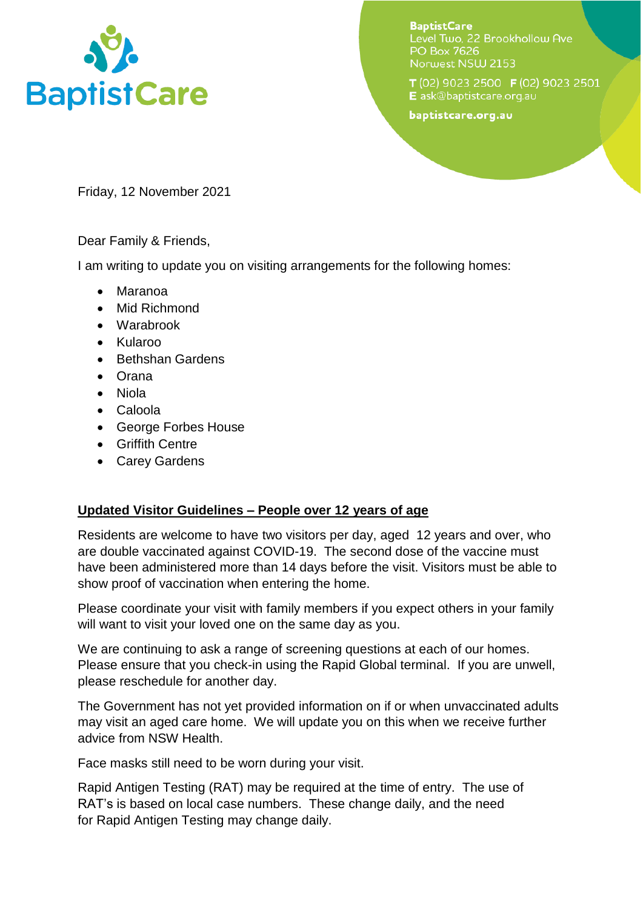BaptistCare

**BaptistCare**
Level Two, 22 Brookhollow Ave
PO Box 7626
Norwest NSW 2153

**T** (02) 9023 2500 **F** (02) 9023 2501
**E** ask@baptistcare.org.au

**baptistcare.org.au**

Friday, 12 November 2021

Dear Family & Friends,

I am writing to update you on visiting arrangements for the following homes:

- Maranoa
- Mid Richmond
- Warabrook
- Kularoo
- Bethshan Gardens
- Orana
- Niola
- Caloola
- George Forbes House
- Griffith Centre
- Carey Gardens

**Updated Visitor Guidelines – People over 12 years of age**

Residents are welcome to have two visitors per day, aged 12 years and over, who are double vaccinated against COVID-19. The second dose of the vaccine must have been administered more than 14 days before the visit. Visitors must be able to show proof of vaccination when entering the home.

Please coordinate your visit with family members if you expect others in your family will want to visit your loved one on the same day as you.

We are continuing to ask a range of screening questions at each of our homes. Please ensure that you check-in using the Rapid Global terminal. If you are unwell, please reschedule for another day.

The Government has not yet provided information on if or when unvaccinated adults may visit an aged care home. We will update you on this when we receive further advice from NSW Health.

Face masks still need to be worn during your visit.

Rapid Antigen Testing (RAT) may be required at the time of entry. The use of RAT's is based on local case numbers. These change daily, and the need for Rapid Antigen Testing may change daily.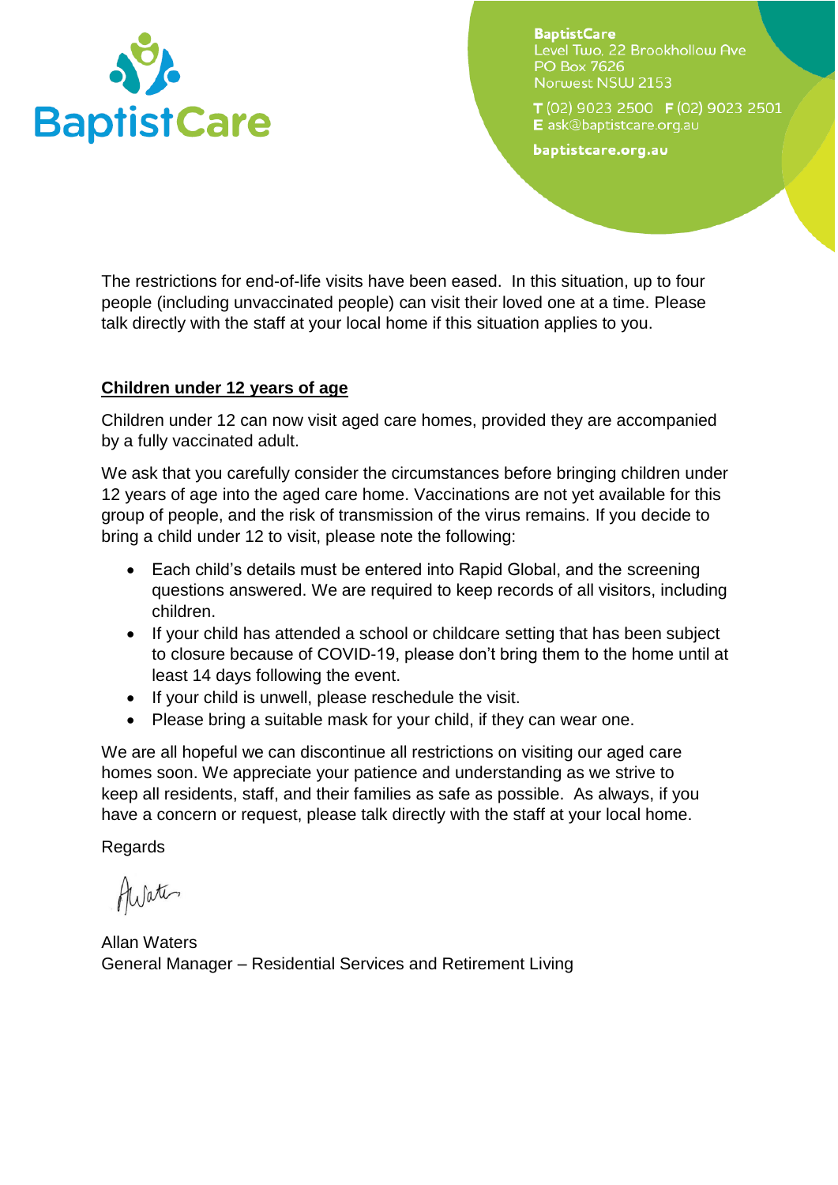BaptistCare
Level Two, 22 Brookhollow Ave
PO Box 7626
Norwest NSW 2153

T (02) 9023 2500 F (02) 9023 2501
E ask@baptistcare.org.au

baptistcare.org.au

The restrictions for end-of-life visits have been eased. In this situation, up to four people (including unvaccinated people) can visit their loved one at a time. Please talk directly with the staff at your local home if this situation applies to you.

## Children under 12 years of age

Children under 12 can now visit aged care homes, provided they are accompanied by a fully vaccinated adult.

We ask that you carefully consider the circumstances before bringing children under 12 years of age into the aged care home. Vaccinations are not yet available for this group of people, and the risk of transmission of the virus remains. If you decide to bring a child under 12 to visit, please note the following:

- Each child's details must be entered into Rapid Global, and the screening questions answered. We are required to keep records of all visitors, including children.
- If your child has attended a school or childcare setting that has been subject to closure because of COVID-19, please don't bring them to the home until at least 14 days following the event.
- If your child is unwell, please reschedule the visit.
- Please bring a suitable mask for your child, if they can wear one.

We are all hopeful we can discontinue all restrictions on visiting our aged care homes soon. We appreciate your patience and understanding as we strive to keep all residents, staff, and their families as safe as possible. As always, if you have a concern or request, please talk directly with the staff at your local home.

Regards

Allan Waters
General Manager – Residential Services and Retirement Living